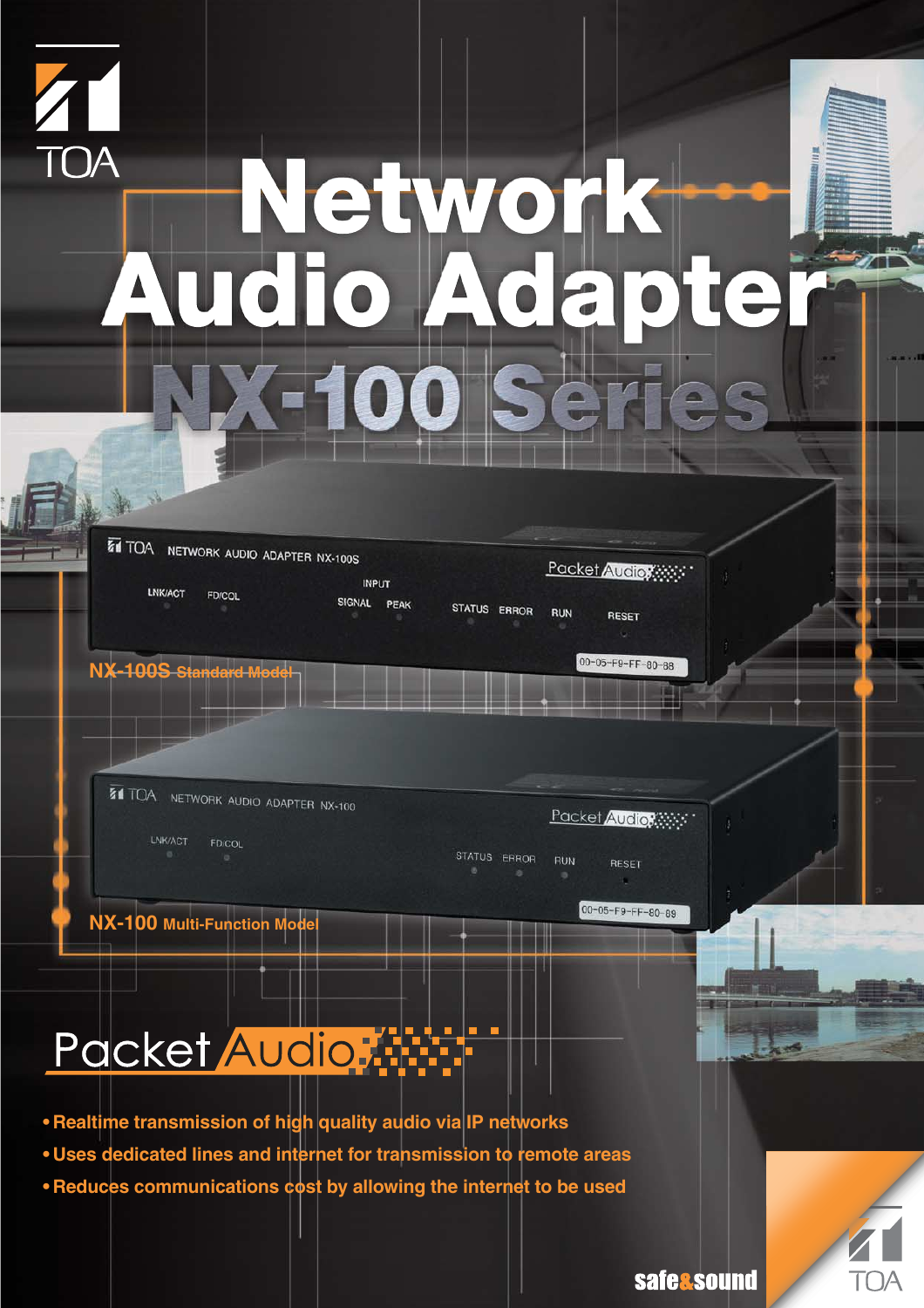TOA

# Network Audio Adapter

# NX-100 Series

**NX-100S** Standard Model

**NX-100** Multi-Function Model

## Packet Audio

- Realtime transmission of high quality audio via IP networks
- Uses dedicated lines and internet for transmission to remote areas
- Reduces communications cost by allowing the internet to be used

safe&sound

TOA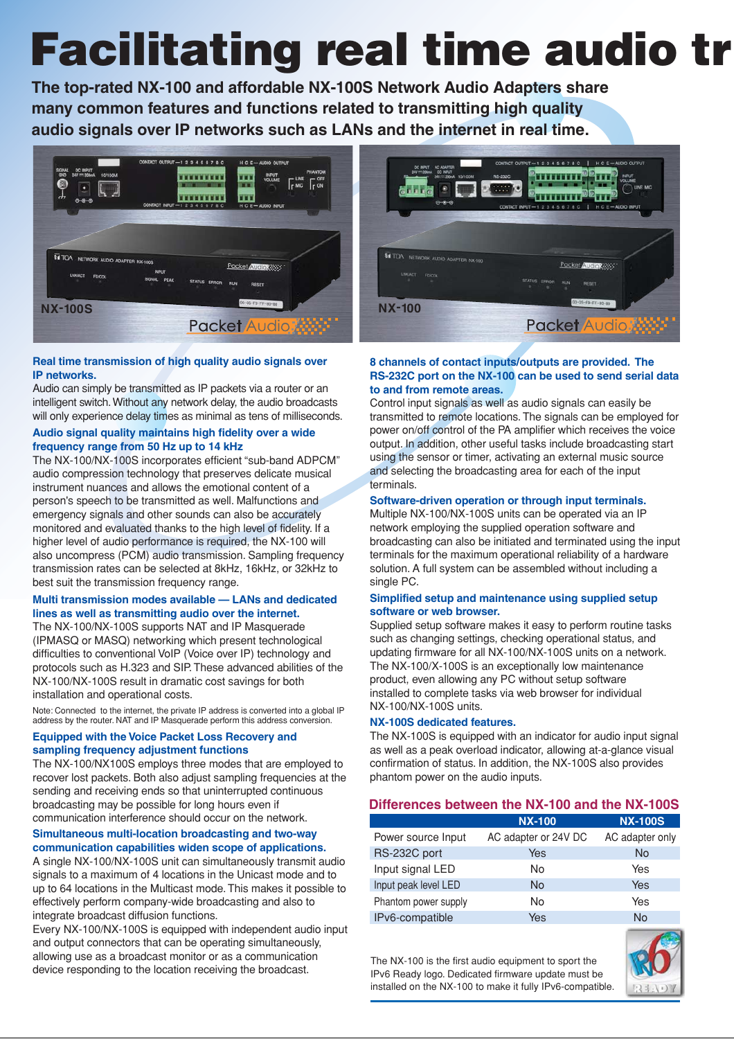# Facilitating real time audio tr

**The top-rated NX-100 and affordable NX-100S Network Audio Adapters share many common features and functions related to transmitting high quality audio signals over IP networks such as LANs and the internet in real time.**

NX-100S

NX-100

### Real time transmission of high quality audio signals over IP networks.

Audio can simply be transmitted as IP packets via a router or an intelligent switch. Without any network delay, the audio broadcasts will only experience delay times as minimal as tens of milliseconds.

### Audio signal quality maintains high fidelity over a wide frequency range from 50 Hz up to 14 kHz

The NX-100/NX-100S incorporates efficient "sub-band ADPCM" audio compression technology that preserves delicate musical instrument nuances and allows the emotional content of a person's speech to be transmitted as well. Malfunctions and emergency signals and other sounds can also be accurately monitored and evaluated thanks to the high level of fidelity. If a higher level of audio performance is required, the NX-100 will also uncompress (PCM) audio transmission. Sampling frequency transmission rates can be selected at 8kHz, 16kHz, or 32kHz to best suit the transmission frequency range.

### Multi transmission modes available — LANs and dedicated lines as well as transmitting audio over the internet.

The NX-100/NX-100S supports NAT and IP Masquerade (IPMASQ or MASQ) networking which present technological difficulties to conventional VoIP (Voice over IP) technology and protocols such as H.323 and SIP. These advanced abilities of the NX-100/NX-100S result in dramatic cost savings for both installation and operational costs.

Note: Connected to the internet, the private IP address is converted into a global IP address by the router. NAT and IP Masquerade perform this address conversion.

### Equipped with the Voice Packet Loss Recovery and sampling frequency adjustment functions

The NX-100/NX100S employs three modes that are employed to recover lost packets. Both also adjust sampling frequencies at the sending and receiving ends so that uninterrupted continuous broadcasting may be possible for long hours even if communication interference should occur on the network.

### Simultaneous multi-location broadcasting and two-way communication capabilities widen scope of applications.

A single NX-100/NX-100S unit can simultaneously transmit audio signals to a maximum of 4 locations in the Unicast mode and to up to 64 locations in the Multicast mode. This makes it possible to effectively perform company-wide broadcasting and also to integrate broadcast diffusion functions.

Every NX-100/NX-100S is equipped with independent audio input and output connectors that can be operating simultaneously, allowing use as a broadcast monitor or as a communication device responding to the location receiving the broadcast.

### 8 channels of contact inputs/outputs are provided. The RS-232C port on the NX-100 can be used to send serial data to and from remote areas.

Control input signals as well as audio signals can easily be transmitted to remote locations. The signals can be employed for power on/off control of the PA amplifier which receives the voice output. In addition, other useful tasks include broadcasting start using the sensor or timer, activating an external music source and selecting the broadcasting area for each of the input terminals.

### Software-driven operation or through input terminals.

Multiple NX-100/NX-100S units can be operated via an IP network employing the supplied operation software and broadcasting can also be initiated and terminated using the input terminals for the maximum operational reliability of a hardware solution. A full system can be assembled without including a single PC.

### Simplified setup and maintenance using supplied setup software or web browser.

Supplied setup software makes it easy to perform routine tasks such as changing settings, checking operational status, and updating firmware for all NX-100/NX-100S units on a network. The NX-100/X-100S is an exceptionally low maintenance product, even allowing any PC without setup software installed to complete tasks via web browser for individual NX-100/NX-100S units.

### NX-100S dedicated features.

The NX-100S is equipped with an indicator for audio input signal as well as a peak overload indicator, allowing at-a-glance visual confirmation of status. In addition, the NX-100S also provides phantom power on the audio inputs.

## Differences between the NX-100 and the NX-100S

| | NX-100 | NX-100S |
|---|---|---|
| Power source Input | AC adapter or 24V DC | AC adapter only |
| RS-232C port | Yes | No |
| Input signal LED | No | Yes |
| Input peak level LED | No | Yes |
| Phantom power supply | No | Yes |
| IPv6-compatible | Yes | No |

The NX-100 is the first audio equipment to sport the IPv6 Ready logo. Dedicated firmware update must be installed on the NX-100 to make it fully IPv6-compatible.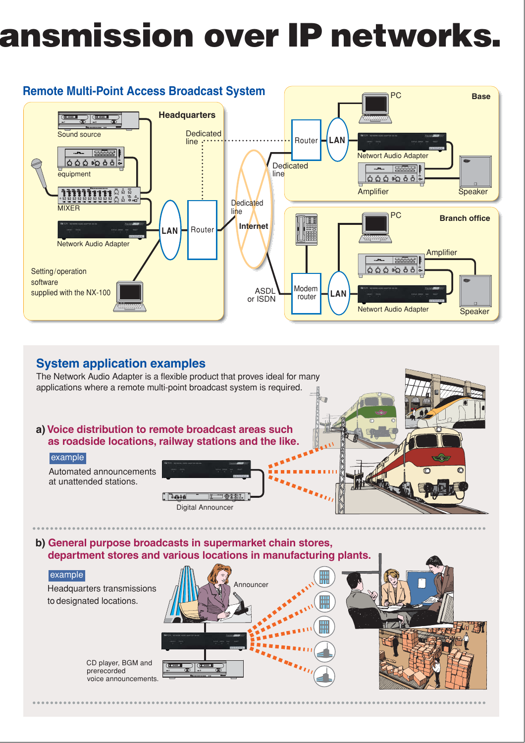# ansmission over IP networks.

## Remote Multi-Point Access Broadcast System

**Headquarters**

Sound source

equipment

MIXER

Network Audio Adapter

LAN

Router

Dedicated line

Setting/operation software supplied with the NX-100

Dedicated line

Dedicated line

Internet

ASDL or ISDN

**Base**

PC

Router

LAN

Networt Audio Adapter

Amplifier

Speaker

**Branch office**

PC

Amplifier

Modem router

LAN

Networt Audio Adapter

Speaker

## System application examples

The Network Audio Adapter is a flexible product that proves ideal for many applications where a remote multi-point broadcast system is required.

### a) Voice distribution to remote broadcast areas such as roadside locations, railway stations and the like.

example

Automated announcements at unattended stations.

Digital Announcer

### b) General purpose broadcasts in supermarket chain stores, department stores and various locations in manufacturing plants.

example

Headquarters transmissions to designated locations.

Announcer

CD player, BGM and prerecorded voice announcements.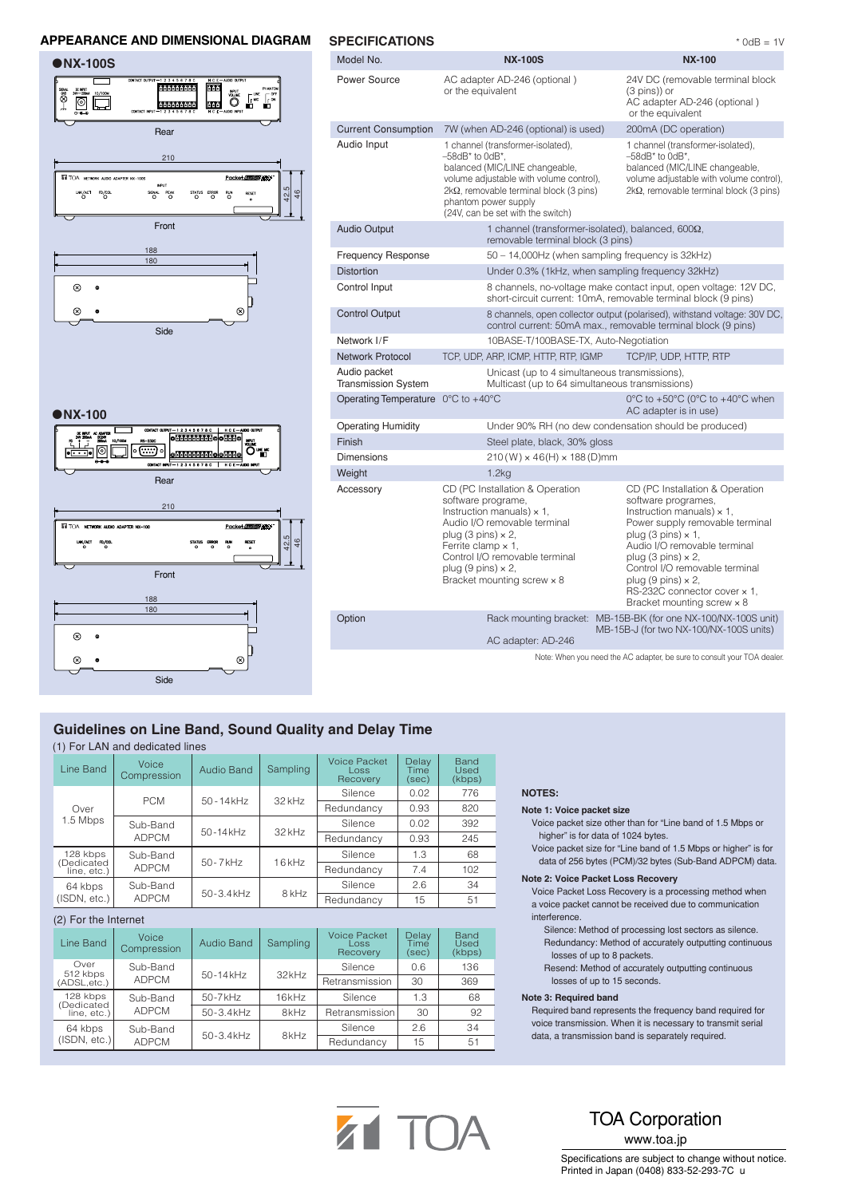## APPEARANCE AND DIMENSIONAL DIAGRAM

### ●NX-100S

Rear

210

Front

42.5
46

188
180

Side

### ●NX-100

Rear

210

Front

42.5
46

188
180

Side

## SPECIFICATIONS

* 0dB = 1V

| Model No. | NX-100S | NX-100 |
|---|---|---|
| Power Source | AC adapter AD-246 (optional ) or the equivalent | 24V DC (removable terminal block (3 pins)) or AC adapter AD-246 (optional ) or the equivalent |
| Current Consumption | 7W (when AD-246 (optional) is used) | 200mA (DC operation) |
| Audio Input | 1 channel (transformer-isolated), –58dB* to 0dB*, balanced (MIC/LINE changeable, volume adjustable with volume control), 2kΩ, removable terminal block (3 pins) phantom power supply (24V, can be set with the switch) | 1 channel (transformer-isolated), –58dB* to 0dB*, balanced (MIC/LINE changeable, volume adjustable with volume control), 2kΩ, removable terminal block (3 pins) |
| Audio Output | 1 channel (transformer-isolated), balanced, 600Ω, removable terminal block (3 pins) | |
| Frequency Response | 50 – 14,000Hz (when sampling frequency is 32kHz) | |
| Distortion | Under 0.3% (1kHz, when sampling frequency 32kHz) | |
| Control Input | 8 channels, no-voltage make contact input, open voltage: 12V DC, short-circuit current: 10mA, removable terminal block (9 pins) | |
| Control Output | 8 channels, open collector output (polarised), withstand voltage: 30V DC, control current: 50mA max., removable terminal block (9 pins) | |
| Network I/F | 10BASE-T/100BASE-TX, Auto-Negotiation | |
| Network Protocol | TCP, UDP, ARP, ICMP, HTTP, RTP, IGMP | TCP/IP, UDP, HTTP, RTP |
| Audio packet Transmission System | Unicast (up to 4 simultaneous transmissions), Multicast (up to 64 simultaneous transmissions) | |
| Operating Temperature | 0°C to +40°C | 0°C to +50°C (0°C to +40°C when AC adapter is in use) |
| Operating Humidity | Under 90% RH (no dew condensation should be produced) | |
| Finish | Steel plate, black, 30% gloss | |
| Dimensions | 210 (W) × 46(H) × 188 (D)mm | |
| Weight | 1.2kg | |
| Accessory | CD (PC Installation & Operation software programe, Instruction manuals) × 1, Audio I/O removable terminal plug (3 pins) × 2, Ferrite clamp × 1, Control I/O removable terminal plug (9 pins) × 2, Bracket mounting screw × 8 | CD (PC Installation & Operation software programes, Instruction manuals) × 1, Power supply removable terminal plug (3 pins) × 1, Audio I/O removable terminal plug (3 pins) × 2, Control I/O removable terminal plug (9 pins) × 2, RS-232C connector cover × 1, Bracket mounting screw × 8 |
| Option | Rack mounting bracket: MB-15B-BK (for one NX-100/NX-100S unit) MB-15B-J (for two NX-100/NX-100S units) AC adapter: AD-246 | |

Note: When you need the AC adapter, be sure to consult your TOA dealer.

## Guidelines on Line Band, Sound Quality and Delay Time

(1) For LAN and dedicated lines

| Line Band | Voice Compression | Audio Band | Sampling | Voice Packet Loss Recovery | Delay Time (sec) | Band Used (kbps) |
|---|---|---|---|---|---|---|
| Over 1.5 Mbps | PCM | 50 - 14kHz | 32kHz | Silence | 0.02 | 776 |
| | | | | Redundancy | 0.93 | 820 |
| | Sub-Band ADPCM | 50-14kHz | 32kHz | Silence | 0.02 | 392 |
| | | | | Redundancy | 0.93 | 245 |
| 128 kbps (Dedicated line, etc.) | Sub-Band ADPCM | 50-7kHz | 16kHz | Silence | 1.3 | 68 |
| | | | | Redundancy | 7.4 | 102 |
| 64 kbps (ISDN, etc.) | Sub-Band ADPCM | 50-3.4kHz | 8kHz | Silence | 2.6 | 34 |
| | | | | Redundancy | 15 | 51 |

(2) For the Internet

| Line Band | Voice Compression | Audio Band | Sampling | Voice Packet Loss Recovery | Delay Time (sec) | Band Used (kbps) |
|---|---|---|---|---|---|---|
| Over 512 kbps (ADSL,etc.) | Sub-Band ADPCM | 50-14kHz | 32kHz | Silence | 0.6 | 136 |
| | | | | Retransmission | 30 | 369 |
| 128 kbps (Dedicated line, etc.) | Sub-Band ADPCM | 50-7kHz | 16kHz | Silence | 1.3 | 68 |
| | | 50-3.4kHz | 8kHz | Retransmission | 30 | 92 |
| 64 kbps (ISDN, etc.) | Sub-Band ADPCM | 50-3.4kHz | 8kHz | Silence | 2.6 | 34 |
| | | | | Redundancy | 15 | 51 |

**NOTES:**

**Note 1: Voice packet size**

Voice packet size other than for "Line band of 1.5 Mbps or higher" is for data of 1024 bytes.
Voice packet size for "Line band of 1.5 Mbps or higher" is for data of 256 bytes (PCM)/32 bytes (Sub-Band ADPCM) data.

**Note 2: Voice Packet Loss Recovery**

Voice Packet Loss Recovery is a processing method when a voice packet cannot be received due to communication interference.
- Silence: Method of processing lost sectors as silence.
- Redundancy: Method of accurately outputting continuous losses of up to 8 packets.
- Resend: Method of accurately outputting continuous losses of up to 15 seconds.

**Note 3: Required band**

Required band represents the frequency band required for voice transmission. When it is necessary to transmit serial data, a transmission band is separately required.

TOA

TOA Corporation
www.toa.jp

Specifications are subject to change without notice.
Printed in Japan (0408) 833-52-293-7C u